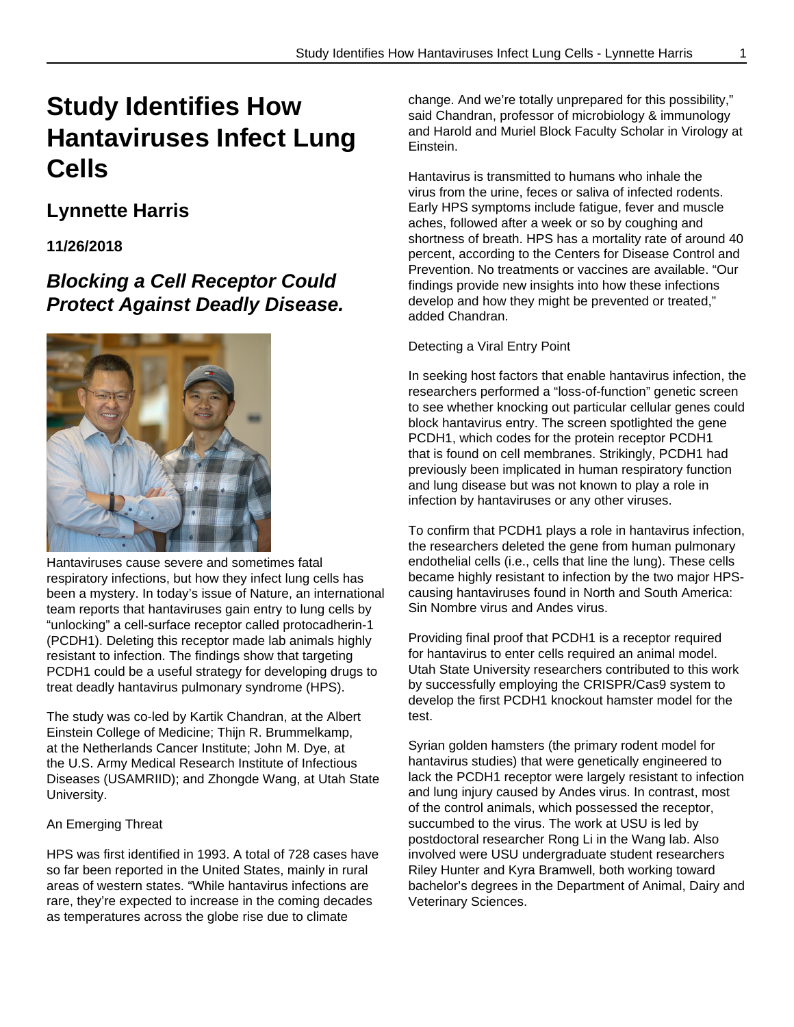# Study Identifies How Hantaviruses Infect Lung Cells

## Lynnette Harris

### 11/26/2018

## *Blocking a Cell Receptor Could Protect Against Deadly Disease.*

Hantaviruses cause severe and sometimes fatal respiratory infections, but how they infect lung cells has been a mystery. In today's issue of Nature, an international team reports that hantaviruses gain entry to lung cells by "unlocking" a cell-surface receptor called protocadherin-1 (PCDH1). Deleting this receptor made lab animals highly resistant to infection. The findings show that targeting PCDH1 could be a useful strategy for developing drugs to treat deadly hantavirus pulmonary syndrome (HPS).

The study was co-led by Kartik Chandran, at the Albert Einstein College of Medicine; Thijn R. Brummelkamp, at the Netherlands Cancer Institute; John M. Dye, at the U.S. Army Medical Research Institute of Infectious Diseases (USAMRIID); and Zhongde Wang, at Utah State University.

An Emerging Threat

HPS was first identified in 1993. A total of 728 cases have so far been reported in the United States, mainly in rural areas of western states. "While hantavirus infections are rare, they're expected to increase in the coming decades as temperatures across the globe rise due to climate change. And we're totally unprepared for this possibility," said Chandran, professor of microbiology & immunology and Harold and Muriel Block Faculty Scholar in Virology at Einstein.

Hantavirus is transmitted to humans who inhale the virus from the urine, feces or saliva of infected rodents. Early HPS symptoms include fatigue, fever and muscle aches, followed after a week or so by coughing and shortness of breath. HPS has a mortality rate of around 40 percent, according to the Centers for Disease Control and Prevention. No treatments or vaccines are available. "Our findings provide new insights into how these infections develop and how they might be prevented or treated," added Chandran.

Detecting a Viral Entry Point

In seeking host factors that enable hantavirus infection, the researchers performed a "loss-of-function" genetic screen to see whether knocking out particular cellular genes could block hantavirus entry. The screen spotlighted the gene PCDH1, which codes for the protein receptor PCDH1 that is found on cell membranes. Strikingly, PCDH1 had previously been implicated in human respiratory function and lung disease but was not known to play a role in infection by hantaviruses or any other viruses.

To confirm that PCDH1 plays a role in hantavirus infection, the researchers deleted the gene from human pulmonary endothelial cells (i.e., cells that line the lung). These cells became highly resistant to infection by the two major HPS-causing hantaviruses found in North and South America: Sin Nombre virus and Andes virus.

Providing final proof that PCDH1 is a receptor required for hantavirus to enter cells required an animal model. Utah State University researchers contributed to this work by successfully employing the CRISPR/Cas9 system to develop the first PCDH1 knockout hamster model for the test.

Syrian golden hamsters (the primary rodent model for hantavirus studies) that were genetically engineered to lack the PCDH1 receptor were largely resistant to infection and lung injury caused by Andes virus. In contrast, most of the control animals, which possessed the receptor, succumbed to the virus. The work at USU is led by postdoctoral researcher Rong Li in the Wang lab. Also involved were USU undergraduate student researchers Riley Hunter and Kyra Bramwell, both working toward bachelor's degrees in the Department of Animal, Dairy and Veterinary Sciences.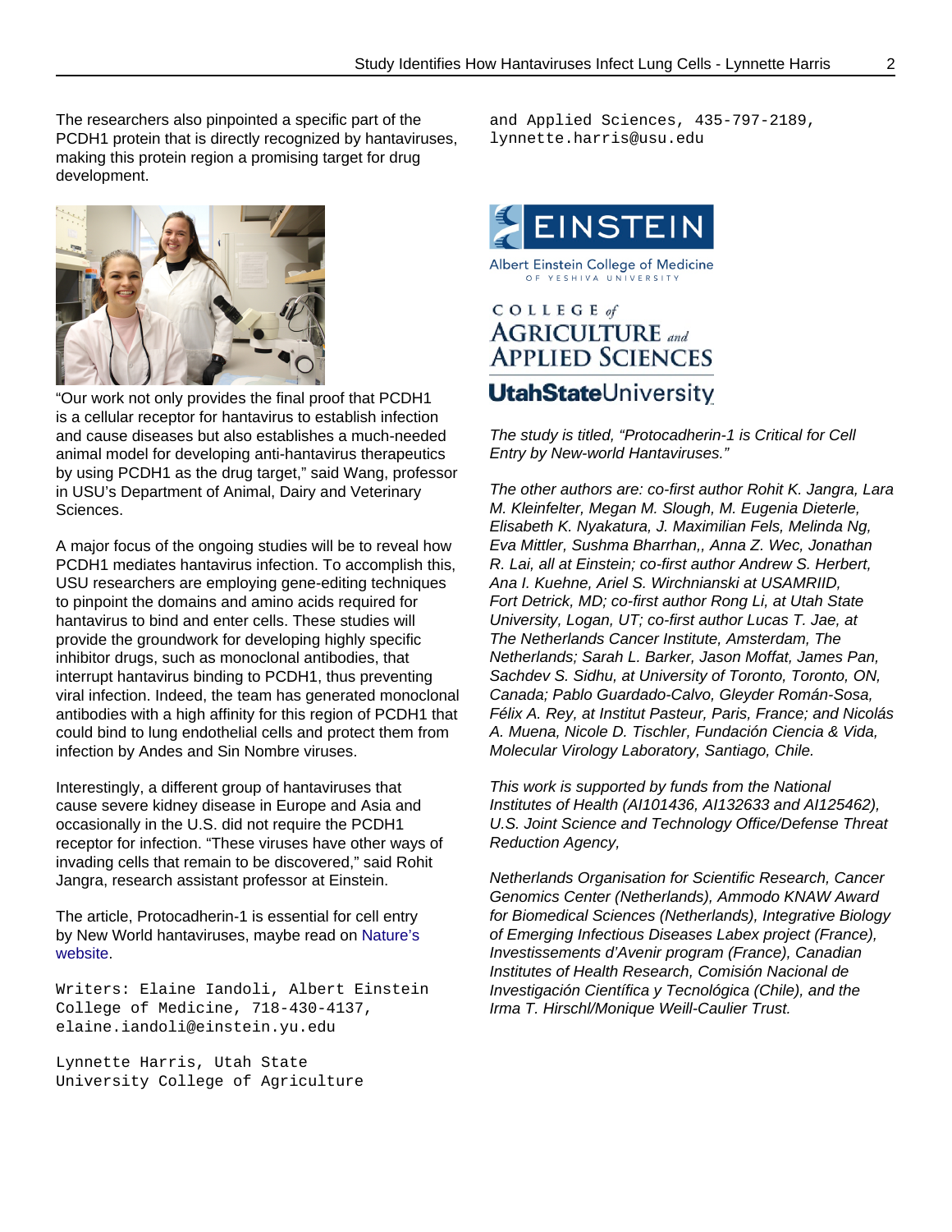The researchers also pinpointed a specific part of the PCDH1 protein that is directly recognized by hantaviruses, making this protein region a promising target for drug development.

"Our work not only provides the final proof that PCDH1 is a cellular receptor for hantavirus to establish infection and cause diseases but also establishes a much-needed animal model for developing anti-hantavirus therapeutics by using PCDH1 as the drug target," said Wang, professor in USU's Department of Animal, Dairy and Veterinary Sciences.

A major focus of the ongoing studies will be to reveal how PCDH1 mediates hantavirus infection. To accomplish this, USU researchers are employing gene-editing techniques to pinpoint the domains and amino acids required for hantavirus to bind and enter cells. These studies will provide the groundwork for developing highly specific inhibitor drugs, such as monoclonal antibodies, that interrupt hantavirus binding to PCDH1, thus preventing viral infection. Indeed, the team has generated monoclonal antibodies with a high affinity for this region of PCDH1 that could bind to lung endothelial cells and protect them from infection by Andes and Sin Nombre viruses.

Interestingly, a different group of hantaviruses that cause severe kidney disease in Europe and Asia and occasionally in the U.S. did not require the PCDH1 receptor for infection. "These viruses have other ways of invading cells that remain to be discovered," said Rohit Jangra, research assistant professor at Einstein.

The article, Protocadherin-1 is essential for cell entry by New World hantaviruses, maybe read on Nature's website.

```
Writers: Elaine Iandoli, Albert Einstein
College of Medicine, 718-430-4137,
elaine.iandoli@einstein.yu.edu

Lynnette Harris, Utah State
University College of Agriculture
and Applied Sciences, 435-797-2189,
lynnette.harris@usu.edu
```

EINSTEIN
Albert Einstein College of Medicine
OF YESHIVA UNIVERSITY

COLLEGE of
AGRICULTURE and
APPLIED SCIENCES
UtahStateUniversity

*The study is titled, "Protocadherin-1 is Critical for Cell Entry by New-world Hantaviruses."*

*The other authors are: co-first author Rohit K. Jangra, Lara M. Kleinfelter, Megan M. Slough, M. Eugenia Dieterle, Elisabeth K. Nyakatura, J. Maximilian Fels, Melinda Ng, Eva Mittler, Sushma Bharrhan,, Anna Z. Wec, Jonathan R. Lai, all at Einstein; co-first author Andrew S. Herbert, Ana I. Kuehne, Ariel S. Wirchnianski at USAMRIID, Fort Detrick, MD; co-first author Rong Li, at Utah State University, Logan, UT; co-first author Lucas T. Jae, at The Netherlands Cancer Institute, Amsterdam, The Netherlands; Sarah L. Barker, Jason Moffat, James Pan, Sachdev S. Sidhu, at University of Toronto, Toronto, ON, Canada; Pablo Guardado-Calvo, Gleyder Román-Sosa, Félix A. Rey, at Institut Pasteur, Paris, France; and Nicolás A. Muena, Nicole D. Tischler, Fundación Ciencia & Vida, Molecular Virology Laboratory, Santiago, Chile.*

*This work is supported by funds from the National Institutes of Health (AI101436, AI132633 and AI125462), U.S. Joint Science and Technology Office/Defense Threat Reduction Agency,*

*Netherlands Organisation for Scientific Research, Cancer Genomics Center (Netherlands), Ammodo KNAW Award for Biomedical Sciences (Netherlands), Integrative Biology of Emerging Infectious Diseases Labex project (France), Investissements d'Avenir program (France), Canadian Institutes of Health Research, Comisión Nacional de Investigación Científica y Tecnológica (Chile), and the Irma T. Hirschl/Monique Weill-Caulier Trust.*